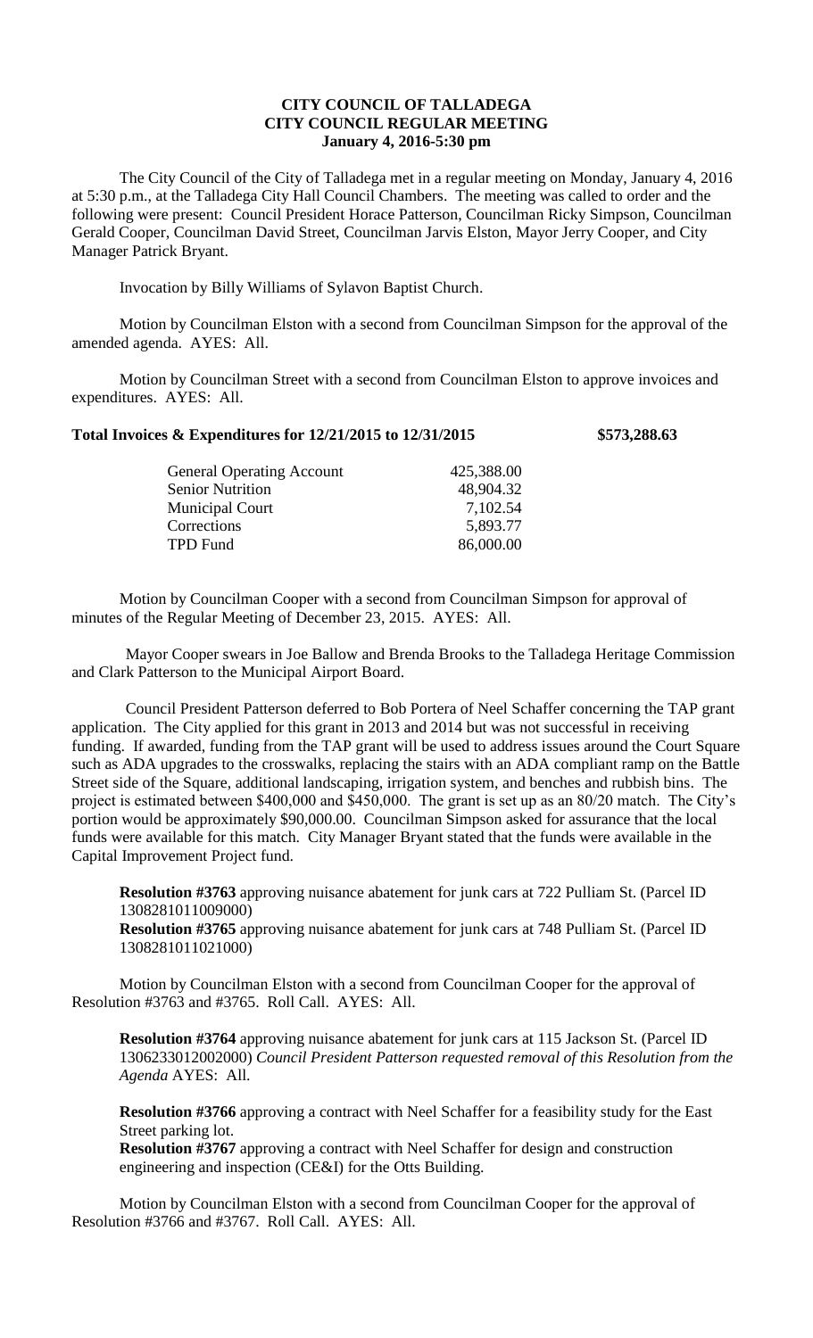**CITY COUNCIL OF TALLADEGA**
**CITY COUNCIL REGULAR MEETING**
**January 4, 2016-5:30 pm**

The City Council of the City of Talladega met in a regular meeting on Monday, January 4, 2016 at 5:30 p.m., at the Talladega City Hall Council Chambers. The meeting was called to order and the following were present: Council President Horace Patterson, Councilman Ricky Simpson, Councilman Gerald Cooper, Councilman David Street, Councilman Jarvis Elston, Mayor Jerry Cooper, and City Manager Patrick Bryant.

Invocation by Billy Williams of Sylavon Baptist Church.

Motion by Councilman Elston with a second from Councilman Simpson for the approval of the amended agenda. AYES: All.

Motion by Councilman Street with a second from Councilman Elston to approve invoices and expenditures. AYES: All.

**Total Invoices & Expenditures for 12/21/2015 to 12/31/2015 $573,288.63**

| | |
|---|---|
| General Operating Account | 425,388.00 |
| Senior Nutrition | 48,904.32 |
| Municipal Court | 7,102.54 |
| Corrections | 5,893.77 |
| TPD Fund | 86,000.00 |

Motion by Councilman Cooper with a second from Councilman Simpson for approval of minutes of the Regular Meeting of December 23, 2015. AYES: All.

Mayor Cooper swears in Joe Ballow and Brenda Brooks to the Talladega Heritage Commission and Clark Patterson to the Municipal Airport Board.

Council President Patterson deferred to Bob Portera of Neel Schaffer concerning the TAP grant application. The City applied for this grant in 2013 and 2014 but was not successful in receiving funding. If awarded, funding from the TAP grant will be used to address issues around the Court Square such as ADA upgrades to the crosswalks, replacing the stairs with an ADA compliant ramp on the Battle Street side of the Square, additional landscaping, irrigation system, and benches and rubbish bins. The project is estimated between $400,000 and $450,000. The grant is set up as an 80/20 match. The City's portion would be approximately $90,000.00. Councilman Simpson asked for assurance that the local funds were available for this match. City Manager Bryant stated that the funds were available in the Capital Improvement Project fund.

**Resolution #3763** approving nuisance abatement for junk cars at 722 Pulliam St. (Parcel ID 1308281011009000)
**Resolution #3765** approving nuisance abatement for junk cars at 748 Pulliam St. (Parcel ID 1308281011021000)

Motion by Councilman Elston with a second from Councilman Cooper for the approval of Resolution #3763 and #3765. Roll Call. AYES: All.

**Resolution #3764** approving nuisance abatement for junk cars at 115 Jackson St. (Parcel ID 1306233012002000) *Council President Patterson requested removal of this Resolution from the Agenda* AYES: All.

**Resolution #3766** approving a contract with Neel Schaffer for a feasibility study for the East Street parking lot.
**Resolution #3767** approving a contract with Neel Schaffer for design and construction engineering and inspection (CE&I) for the Otts Building.

Motion by Councilman Elston with a second from Councilman Cooper for the approval of Resolution #3766 and #3767. Roll Call. AYES: All.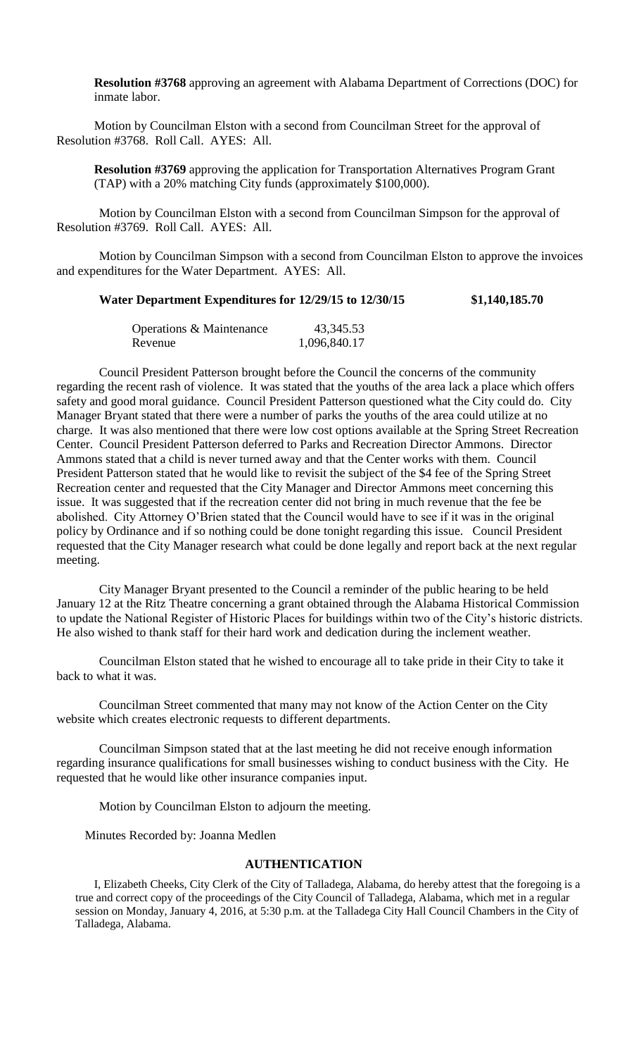**Resolution #3768** approving an agreement with Alabama Department of Corrections (DOC) for inmate labor.

Motion by Councilman Elston with a second from Councilman Street for the approval of Resolution #3768. Roll Call. AYES: All.

**Resolution #3769** approving the application for Transportation Alternatives Program Grant (TAP) with a 20% matching City funds (approximately $100,000).

Motion by Councilman Elston with a second from Councilman Simpson for the approval of Resolution #3769. Roll Call. AYES: All.

Motion by Councilman Simpson with a second from Councilman Elston to approve the invoices and expenditures for the Water Department. AYES: All.

**Water Department Expenditures for 12/29/15 to 12/30/15 $1,140,185.70**

| | |
|---|---|
| Operations & Maintenance | 43,345.53 |
| Revenue | 1,096,840.17 |

Council President Patterson brought before the Council the concerns of the community regarding the recent rash of violence. It was stated that the youths of the area lack a place which offers safety and good moral guidance. Council President Patterson questioned what the City could do. City Manager Bryant stated that there were a number of parks the youths of the area could utilize at no charge. It was also mentioned that there were low cost options available at the Spring Street Recreation Center. Council President Patterson deferred to Parks and Recreation Director Ammons. Director Ammons stated that a child is never turned away and that the Center works with them. Council President Patterson stated that he would like to revisit the subject of the $4 fee of the Spring Street Recreation center and requested that the City Manager and Director Ammons meet concerning this issue. It was suggested that if the recreation center did not bring in much revenue that the fee be abolished. City Attorney O'Brien stated that the Council would have to see if it was in the original policy by Ordinance and if so nothing could be done tonight regarding this issue. Council President requested that the City Manager research what could be done legally and report back at the next regular meeting.

City Manager Bryant presented to the Council a reminder of the public hearing to be held January 12 at the Ritz Theatre concerning a grant obtained through the Alabama Historical Commission to update the National Register of Historic Places for buildings within two of the City's historic districts. He also wished to thank staff for their hard work and dedication during the inclement weather.

Councilman Elston stated that he wished to encourage all to take pride in their City to take it back to what it was.

Councilman Street commented that many may not know of the Action Center on the City website which creates electronic requests to different departments.

Councilman Simpson stated that at the last meeting he did not receive enough information regarding insurance qualifications for small businesses wishing to conduct business with the City. He requested that he would like other insurance companies input.

Motion by Councilman Elston to adjourn the meeting.

Minutes Recorded by: Joanna Medlen

## AUTHENTICATION

I, Elizabeth Cheeks, City Clerk of the City of Talladega, Alabama, do hereby attest that the foregoing is a true and correct copy of the proceedings of the City Council of Talladega, Alabama, which met in a regular session on Monday, January 4, 2016, at 5:30 p.m. at the Talladega City Hall Council Chambers in the City of Talladega, Alabama.